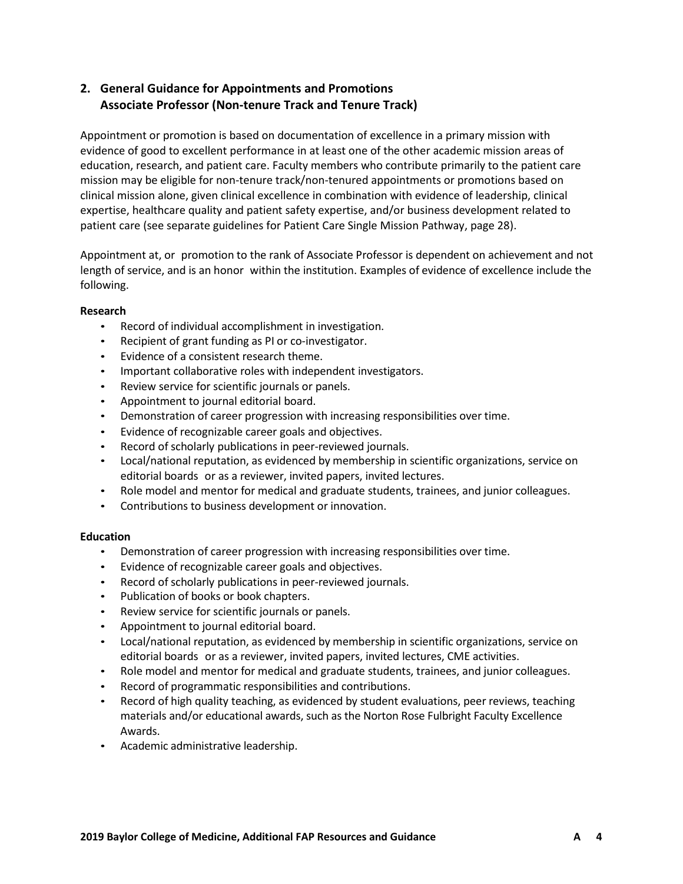## 2. General Guidance for Appointments and Promotions Associate Professor (Non-tenure Track and Tenure Track)

Appointment or promotion is based on documentation of excellence in a primary mission with evidence of good to excellent performance in at least one of the other academic mission areas of education, research, and patient care. Faculty members who contribute primarily to the patient care mission may be eligible for non-tenure track/non-tenured appointments or promotions based on clinical mission alone, given clinical excellence in combination with evidence of leadership, clinical expertise, healthcare quality and patient safety expertise, and/or business development related to patient care (see separate guidelines for Patient Care Single Mission Pathway, page 28).

Appointment at, or promotion to the rank of Associate Professor is dependent on achievement and not length of service, and is an honor within the institution. Examples of evidence of excellence include the following.

**Research**

- Record of individual accomplishment in investigation.
- Recipient of grant funding as PI or co-investigator.
- Evidence of a consistent research theme.
- Important collaborative roles with independent investigators.
- Review service for scientific journals or panels.
- Appointment to journal editorial board.
- Demonstration of career progression with increasing responsibilities over time.
- Evidence of recognizable career goals and objectives.
- Record of scholarly publications in peer-reviewed journals.
- Local/national reputation, as evidenced by membership in scientific organizations, service on editorial boards or as a reviewer, invited papers, invited lectures.
- Role model and mentor for medical and graduate students, trainees, and junior colleagues.
- Contributions to business development or innovation.

**Education**

- Demonstration of career progression with increasing responsibilities over time.
- Evidence of recognizable career goals and objectives.
- Record of scholarly publications in peer-reviewed journals.
- Publication of books or book chapters.
- Review service for scientific journals or panels.
- Appointment to journal editorial board.
- Local/national reputation, as evidenced by membership in scientific organizations, service on editorial boards or as a reviewer, invited papers, invited lectures, CME activities.
- Role model and mentor for medical and graduate students, trainees, and junior colleagues.
- Record of programmatic responsibilities and contributions.
- Record of high quality teaching, as evidenced by student evaluations, peer reviews, teaching materials and/or educational awards, such as the Norton Rose Fulbright Faculty Excellence Awards.
- Academic administrative leadership.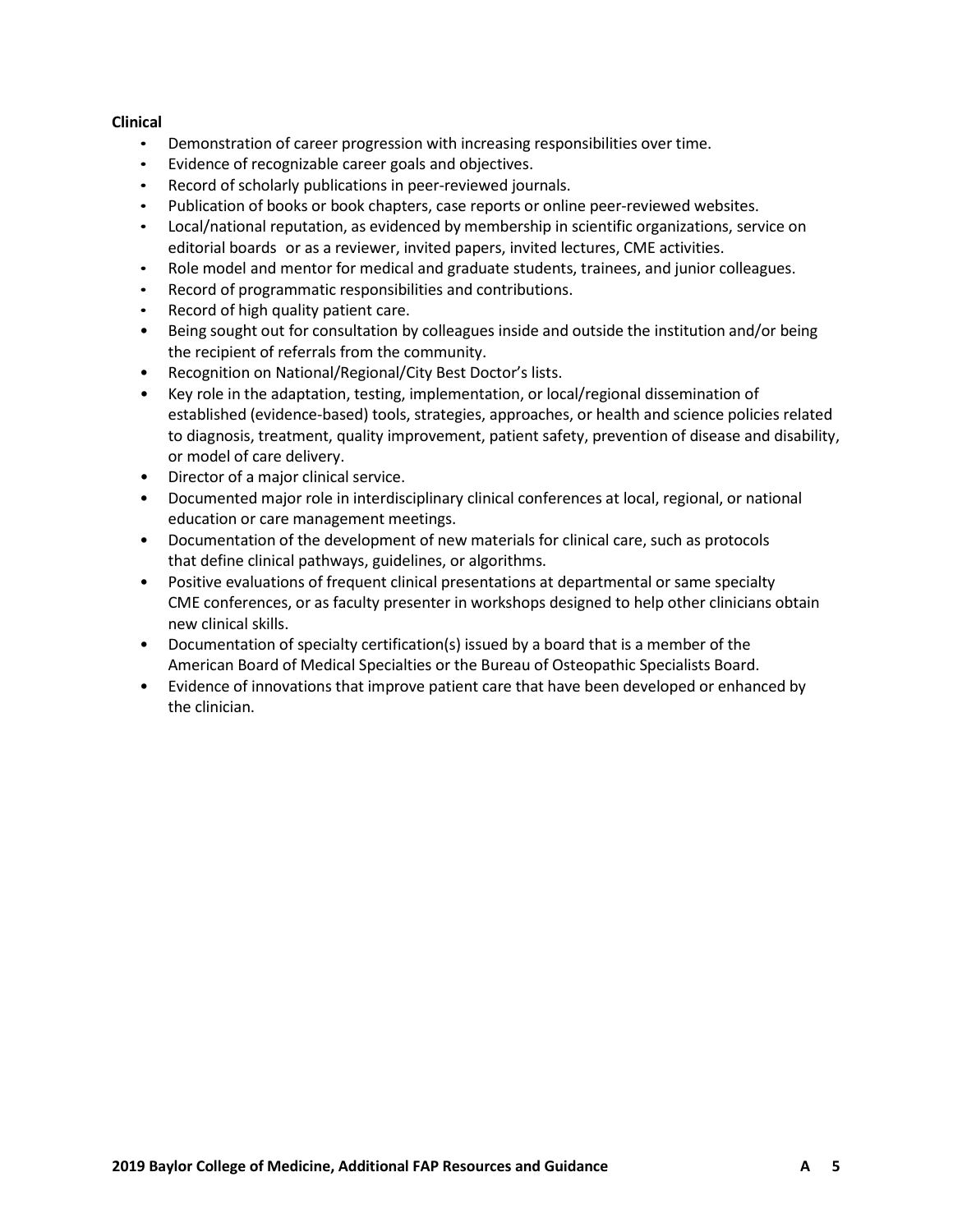**Clinical**

- Demonstration of career progression with increasing responsibilities over time.
- Evidence of recognizable career goals and objectives.
- Record of scholarly publications in peer-reviewed journals.
- Publication of books or book chapters, case reports or online peer-reviewed websites.
- Local/national reputation, as evidenced by membership in scientific organizations, service on editorial boards or as a reviewer, invited papers, invited lectures, CME activities.
- Role model and mentor for medical and graduate students, trainees, and junior colleagues.
- Record of programmatic responsibilities and contributions.
- Record of high quality patient care.
- Being sought out for consultation by colleagues inside and outside the institution and/or being the recipient of referrals from the community.
- Recognition on National/Regional/City Best Doctor's lists.
- Key role in the adaptation, testing, implementation, or local/regional dissemination of established (evidence-based) tools, strategies, approaches, or health and science policies related to diagnosis, treatment, quality improvement, patient safety, prevention of disease and disability, or model of care delivery.
- Director of a major clinical service.
- Documented major role in interdisciplinary clinical conferences at local, regional, or national education or care management meetings.
- Documentation of the development of new materials for clinical care, such as protocols that define clinical pathways, guidelines, or algorithms.
- Positive evaluations of frequent clinical presentations at departmental or same specialty CME conferences, or as faculty presenter in workshops designed to help other clinicians obtain new clinical skills.
- Documentation of specialty certification(s) issued by a board that is a member of the American Board of Medical Specialties or the Bureau of Osteopathic Specialists Board.
- Evidence of innovations that improve patient care that have been developed or enhanced by the clinician.